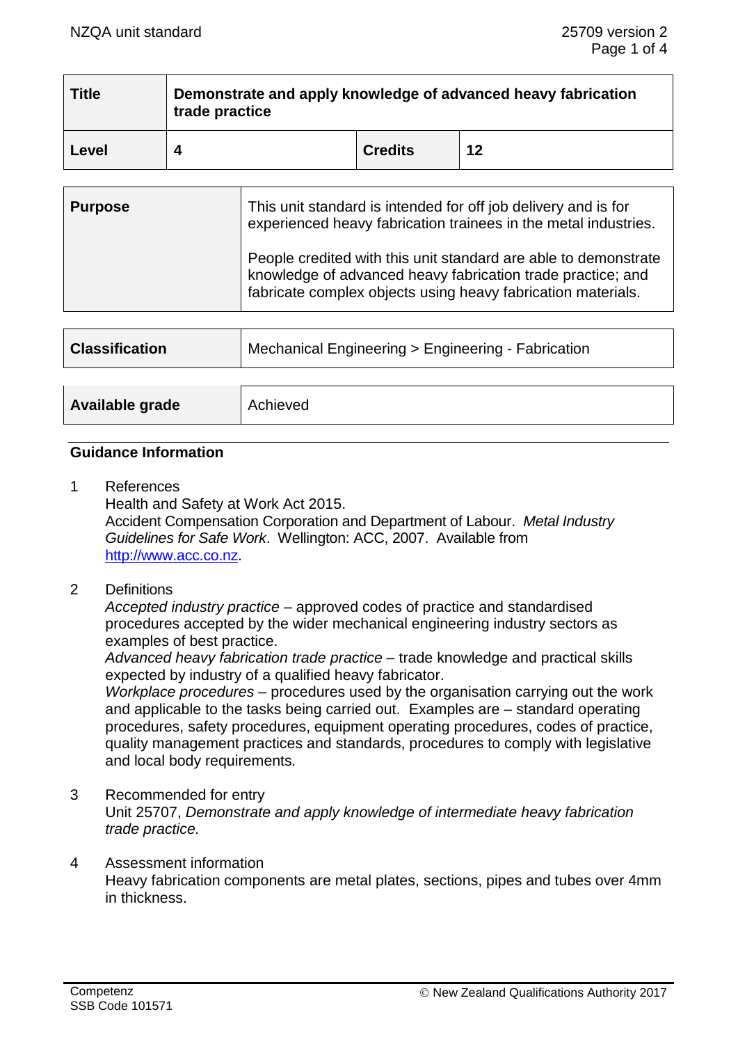| Title | Demonstrate and apply knowledge of advanced heavy fabrication trade practice | | |
|---|---|---|---|
| **Level** | **4** | **Credits** | **12** |

| Purpose | This unit standard is intended for off job delivery and is for experienced heavy fabrication trainees in the metal industries.<br><br>People credited with this unit standard are able to demonstrate knowledge of advanced heavy fabrication trade practice; and fabricate complex objects using heavy fabrication materials. |
|---|---|

| Classification | Mechanical Engineering > Engineering - Fabrication |
|---|---|

| Available grade | Achieved |
|---|---|

## Guidance Information

1 References
Health and Safety at Work Act 2015.
Accident Compensation Corporation and Department of Labour. *Metal Industry Guidelines for Safe Work*. Wellington: ACC, 2007. Available from http://www.acc.co.nz.

2 Definitions
*Accepted industry practice* – approved codes of practice and standardised procedures accepted by the wider mechanical engineering industry sectors as examples of best practice.
*Advanced heavy fabrication trade practice* – trade knowledge and practical skills expected by industry of a qualified heavy fabricator.
*Workplace procedures* – procedures used by the organisation carrying out the work and applicable to the tasks being carried out. Examples are – standard operating procedures, safety procedures, equipment operating procedures, codes of practice, quality management practices and standards, procedures to comply with legislative and local body requirements.

3 Recommended for entry
Unit 25707, *Demonstrate and apply knowledge of intermediate heavy fabrication trade practice.*

4 Assessment information
Heavy fabrication components are metal plates, sections, pipes and tubes over 4mm in thickness.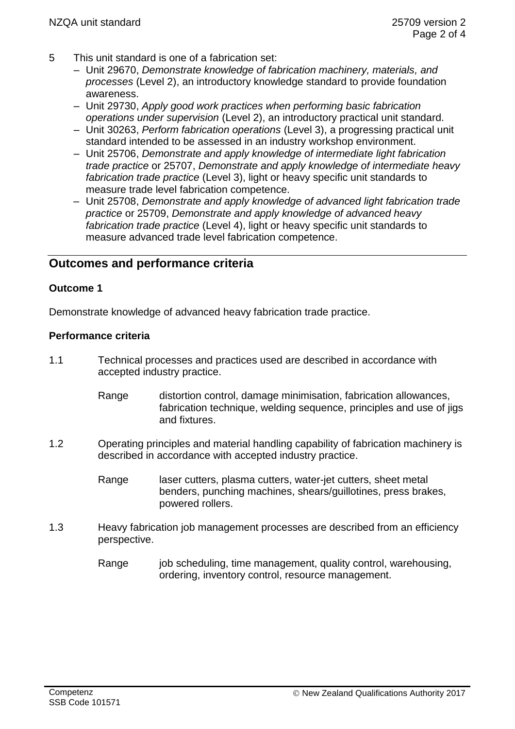5 This unit standard is one of a fabrication set:

- Unit 29670, *Demonstrate knowledge of fabrication machinery, materials, and processes* (Level 2), an introductory knowledge standard to provide foundation awareness.
- Unit 29730, *Apply good work practices when performing basic fabrication operations under supervision* (Level 2), an introductory practical unit standard.
- Unit 30263, *Perform fabrication operations* (Level 3), a progressing practical unit standard intended to be assessed in an industry workshop environment.
- Unit 25706, *Demonstrate and apply knowledge of intermediate light fabrication trade practice* or 25707, *Demonstrate and apply knowledge of intermediate heavy fabrication trade practice* (Level 3), light or heavy specific unit standards to measure trade level fabrication competence.
- Unit 25708, *Demonstrate and apply knowledge of advanced light fabrication trade practice* or 25709, *Demonstrate and apply knowledge of advanced heavy fabrication trade practice* (Level 4), light or heavy specific unit standards to measure advanced trade level fabrication competence.

## Outcomes and performance criteria

### Outcome 1

Demonstrate knowledge of advanced heavy fabrication trade practice.

### Performance criteria

1.1 Technical processes and practices used are described in accordance with accepted industry practice.

Range distortion control, damage minimisation, fabrication allowances, fabrication technique, welding sequence, principles and use of jigs and fixtures.

1.2 Operating principles and material handling capability of fabrication machinery is described in accordance with accepted industry practice.

Range laser cutters, plasma cutters, water-jet cutters, sheet metal benders, punching machines, shears/guillotines, press brakes, powered rollers.

1.3 Heavy fabrication job management processes are described from an efficiency perspective.

Range job scheduling, time management, quality control, warehousing, ordering, inventory control, resource management.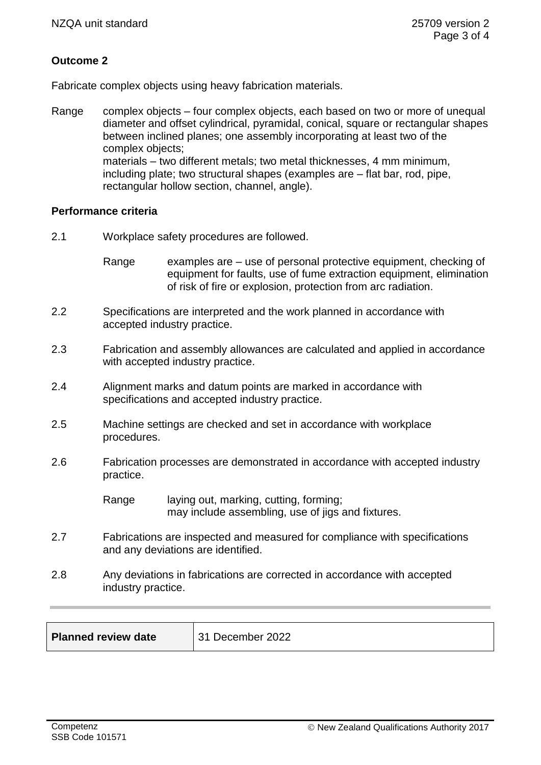**Outcome 2**

Fabricate complex objects using heavy fabrication materials.

Range complex objects – four complex objects, each based on two or more of unequal diameter and offset cylindrical, pyramidal, conical, square or rectangular shapes between inclined planes; one assembly incorporating at least two of the complex objects;
materials – two different metals; two metal thicknesses, 4 mm minimum, including plate; two structural shapes (examples are – flat bar, rod, pipe, rectangular hollow section, channel, angle).

**Performance criteria**

2.1 Workplace safety procedures are followed.

Range examples are – use of personal protective equipment, checking of equipment for faults, use of fume extraction equipment, elimination of risk of fire or explosion, protection from arc radiation.

2.2 Specifications are interpreted and the work planned in accordance with accepted industry practice.

2.3 Fabrication and assembly allowances are calculated and applied in accordance with accepted industry practice.

2.4 Alignment marks and datum points are marked in accordance with specifications and accepted industry practice.

2.5 Machine settings are checked and set in accordance with workplace procedures.

2.6 Fabrication processes are demonstrated in accordance with accepted industry practice.

Range laying out, marking, cutting, forming;
may include assembling, use of jigs and fixtures.

2.7 Fabrications are inspected and measured for compliance with specifications and any deviations are identified.

2.8 Any deviations in fabrications are corrected in accordance with accepted industry practice.

| **Planned review date** | 31 December 2022 |
|---|---|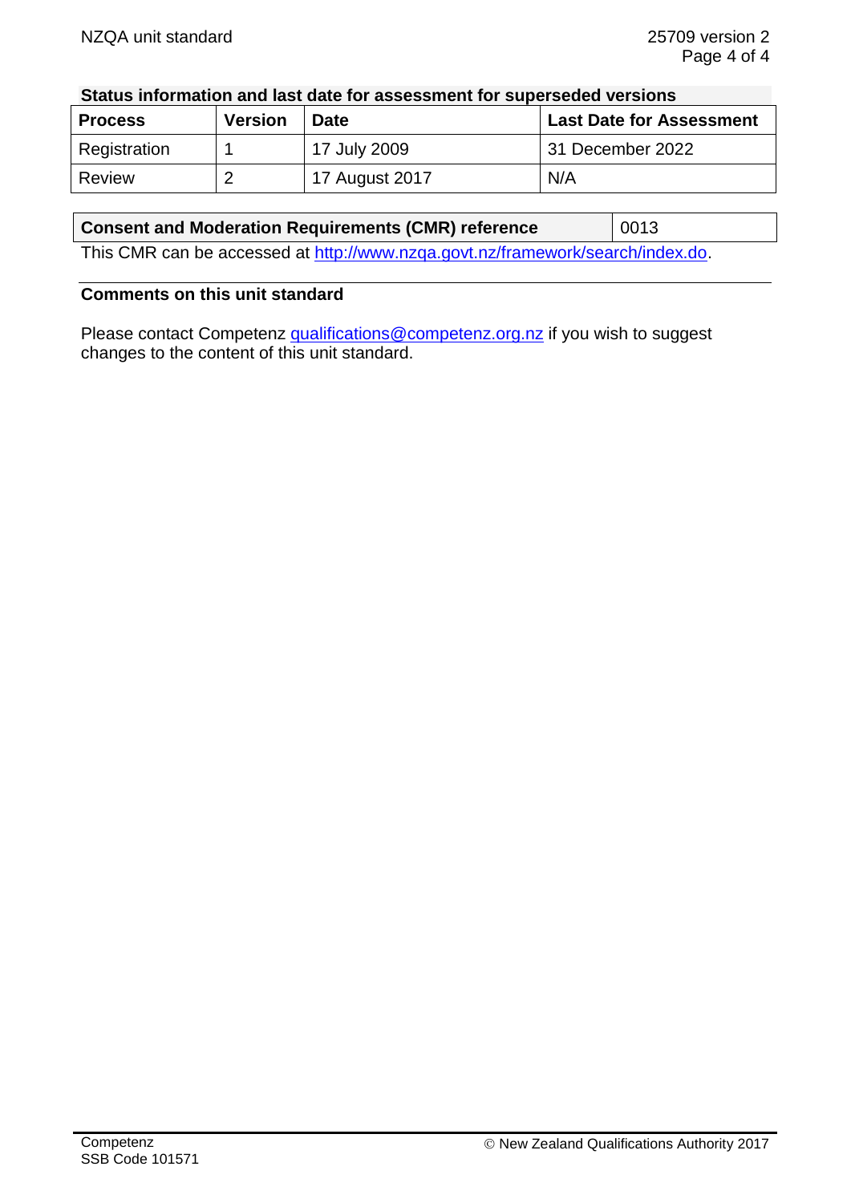**Status information and last date for assessment for superseded versions**

| Process | Version | Date | Last Date for Assessment |
|---|---|---|---|
| Registration | 1 | 17 July 2009 | 31 December 2022 |
| Review | 2 | 17 August 2017 | N/A |

| Consent and Moderation Requirements (CMR) reference | 0013 |
|---|---|

This CMR can be accessed at http://www.nzqa.govt.nz/framework/search/index.do.

**Comments on this unit standard**

Please contact Competenz qualifications@competenz.org.nz if you wish to suggest changes to the content of this unit standard.